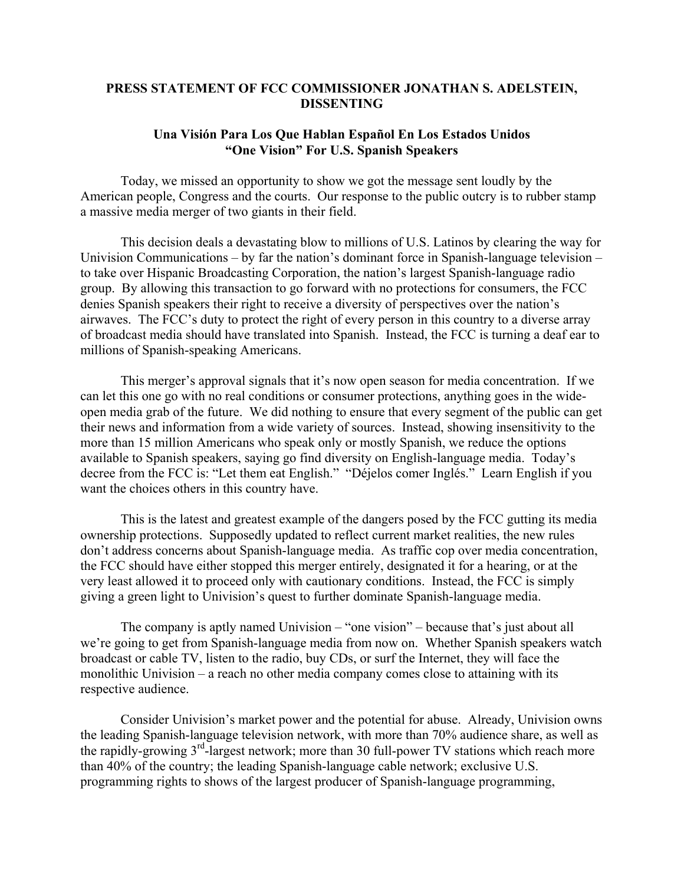# PRESS STATEMENT OF FCC COMMISSIONER JONATHAN S. ADELSTEIN, DISSENTING

## Una Visión Para Los Que Hablan Español En Los Estados Unidos
## "One Vision" For U.S. Spanish Speakers

Today, we missed an opportunity to show we got the message sent loudly by the American people, Congress and the courts. Our response to the public outcry is to rubber stamp a massive media merger of two giants in their field.

This decision deals a devastating blow to millions of U.S. Latinos by clearing the way for Univision Communications – by far the nation's dominant force in Spanish-language television – to take over Hispanic Broadcasting Corporation, the nation's largest Spanish-language radio group. By allowing this transaction to go forward with no protections for consumers, the FCC denies Spanish speakers their right to receive a diversity of perspectives over the nation's airwaves. The FCC's duty to protect the right of every person in this country to a diverse array of broadcast media should have translated into Spanish. Instead, the FCC is turning a deaf ear to millions of Spanish-speaking Americans.

This merger's approval signals that it's now open season for media concentration. If we can let this one go with no real conditions or consumer protections, anything goes in the wide-open media grab of the future. We did nothing to ensure that every segment of the public can get their news and information from a wide variety of sources. Instead, showing insensitivity to the more than 15 million Americans who speak only or mostly Spanish, we reduce the options available to Spanish speakers, saying go find diversity on English-language media. Today's decree from the FCC is: "Let them eat English." "Déjelos comer Inglés." Learn English if you want the choices others in this country have.

This is the latest and greatest example of the dangers posed by the FCC gutting its media ownership protections. Supposedly updated to reflect current market realities, the new rules don't address concerns about Spanish-language media. As traffic cop over media concentration, the FCC should have either stopped this merger entirely, designated it for a hearing, or at the very least allowed it to proceed only with cautionary conditions. Instead, the FCC is simply giving a green light to Univision's quest to further dominate Spanish-language media.

The company is aptly named Univision – "one vision" – because that's just about all we're going to get from Spanish-language media from now on. Whether Spanish speakers watch broadcast or cable TV, listen to the radio, buy CDs, or surf the Internet, they will face the monolithic Univision – a reach no other media company comes close to attaining with its respective audience.

Consider Univision's market power and the potential for abuse. Already, Univision owns the leading Spanish-language television network, with more than 70% audience share, as well as the rapidly-growing 3rd-largest network; more than 30 full-power TV stations which reach more than 40% of the country; the leading Spanish-language cable network; exclusive U.S. programming rights to shows of the largest producer of Spanish-language programming,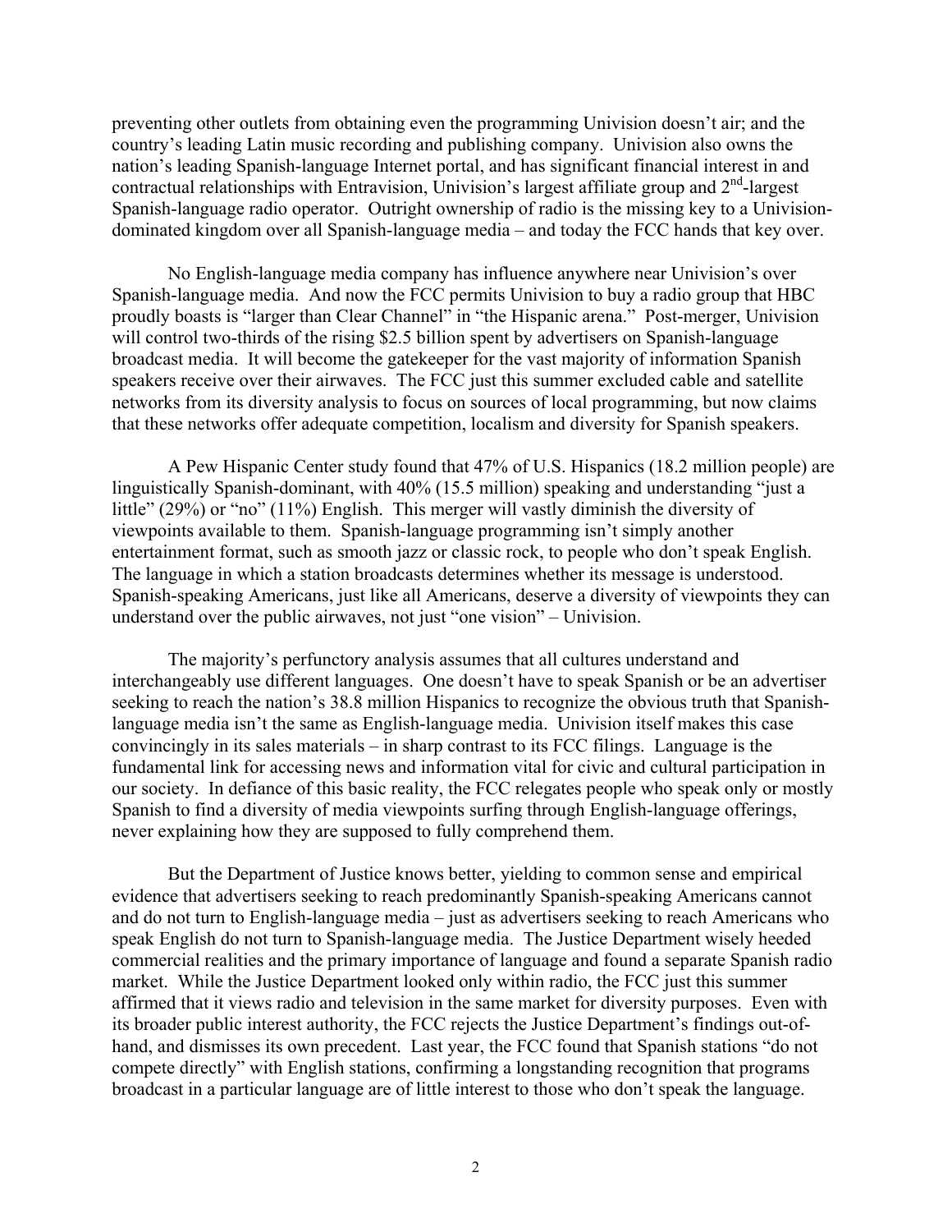preventing other outlets from obtaining even the programming Univision doesn't air; and the country's leading Latin music recording and publishing company. Univision also owns the nation's leading Spanish-language Internet portal, and has significant financial interest in and contractual relationships with Entravision, Univision's largest affiliate group and 2nd-largest Spanish-language radio operator. Outright ownership of radio is the missing key to a Univision-dominated kingdom over all Spanish-language media – and today the FCC hands that key over.

No English-language media company has influence anywhere near Univision's over Spanish-language media. And now the FCC permits Univision to buy a radio group that HBC proudly boasts is "larger than Clear Channel" in "the Hispanic arena." Post-merger, Univision will control two-thirds of the rising $2.5 billion spent by advertisers on Spanish-language broadcast media. It will become the gatekeeper for the vast majority of information Spanish speakers receive over their airwaves. The FCC just this summer excluded cable and satellite networks from its diversity analysis to focus on sources of local programming, but now claims that these networks offer adequate competition, localism and diversity for Spanish speakers.

A Pew Hispanic Center study found that 47% of U.S. Hispanics (18.2 million people) are linguistically Spanish-dominant, with 40% (15.5 million) speaking and understanding "just a little" (29%) or "no" (11%) English. This merger will vastly diminish the diversity of viewpoints available to them. Spanish-language programming isn't simply another entertainment format, such as smooth jazz or classic rock, to people who don't speak English. The language in which a station broadcasts determines whether its message is understood. Spanish-speaking Americans, just like all Americans, deserve a diversity of viewpoints they can understand over the public airwaves, not just "one vision" – Univision.

The majority's perfunctory analysis assumes that all cultures understand and interchangeably use different languages. One doesn't have to speak Spanish or be an advertiser seeking to reach the nation's 38.8 million Hispanics to recognize the obvious truth that Spanish-language media isn't the same as English-language media. Univision itself makes this case convincingly in its sales materials – in sharp contrast to its FCC filings. Language is the fundamental link for accessing news and information vital for civic and cultural participation in our society. In defiance of this basic reality, the FCC relegates people who speak only or mostly Spanish to find a diversity of media viewpoints surfing through English-language offerings, never explaining how they are supposed to fully comprehend them.

But the Department of Justice knows better, yielding to common sense and empirical evidence that advertisers seeking to reach predominantly Spanish-speaking Americans cannot and do not turn to English-language media – just as advertisers seeking to reach Americans who speak English do not turn to Spanish-language media. The Justice Department wisely heeded commercial realities and the primary importance of language and found a separate Spanish radio market. While the Justice Department looked only within radio, the FCC just this summer affirmed that it views radio and television in the same market for diversity purposes. Even with its broader public interest authority, the FCC rejects the Justice Department's findings out-of-hand, and dismisses its own precedent. Last year, the FCC found that Spanish stations "do not compete directly" with English stations, confirming a longstanding recognition that programs broadcast in a particular language are of little interest to those who don't speak the language.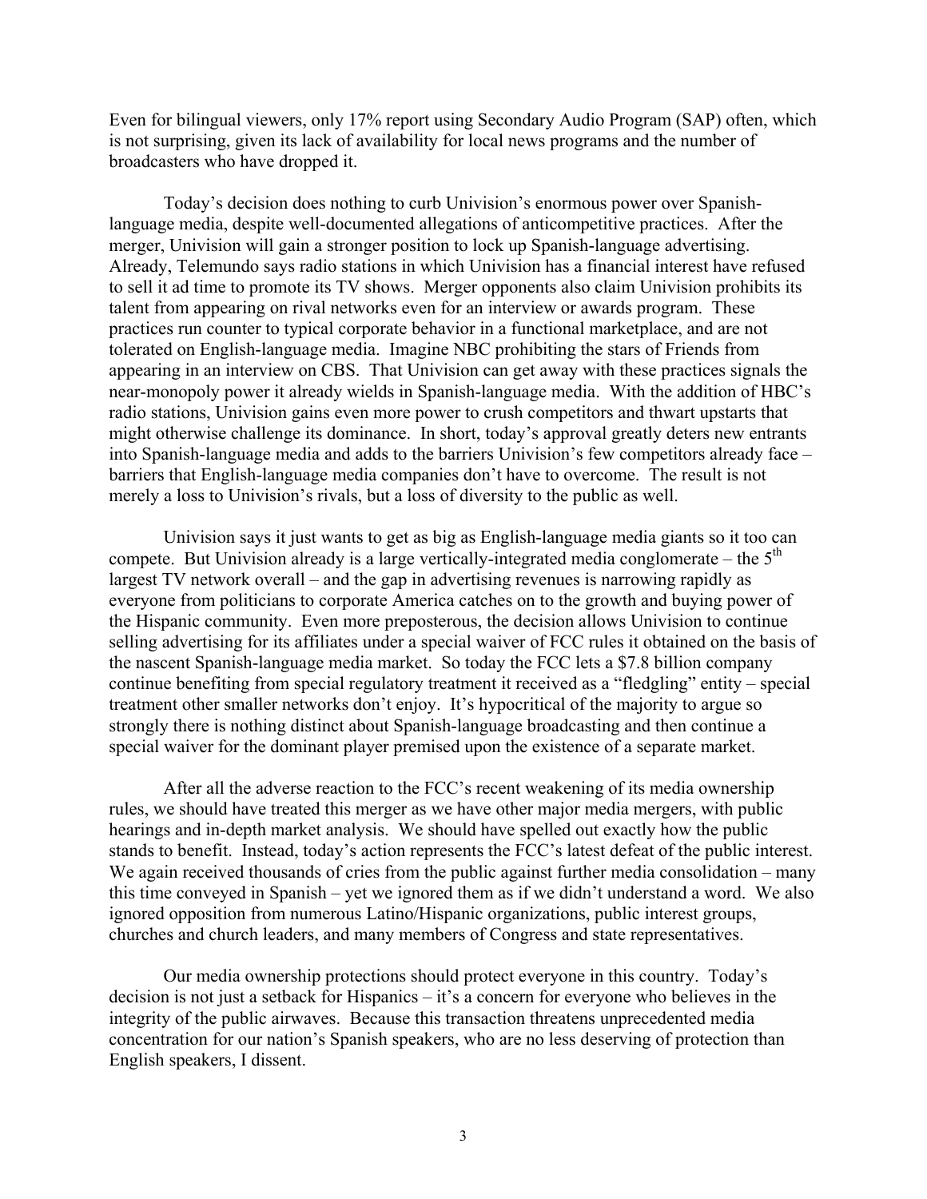Even for bilingual viewers, only 17% report using Secondary Audio Program (SAP) often, which is not surprising, given its lack of availability for local news programs and the number of broadcasters who have dropped it.

Today's decision does nothing to curb Univision's enormous power over Spanish-language media, despite well-documented allegations of anticompetitive practices. After the merger, Univision will gain a stronger position to lock up Spanish-language advertising. Already, Telemundo says radio stations in which Univision has a financial interest have refused to sell it ad time to promote its TV shows. Merger opponents also claim Univision prohibits its talent from appearing on rival networks even for an interview or awards program. These practices run counter to typical corporate behavior in a functional marketplace, and are not tolerated on English-language media. Imagine NBC prohibiting the stars of Friends from appearing in an interview on CBS. That Univision can get away with these practices signals the near-monopoly power it already wields in Spanish-language media. With the addition of HBC's radio stations, Univision gains even more power to crush competitors and thwart upstarts that might otherwise challenge its dominance. In short, today's approval greatly deters new entrants into Spanish-language media and adds to the barriers Univision's few competitors already face – barriers that English-language media companies don't have to overcome. The result is not merely a loss to Univision's rivals, but a loss of diversity to the public as well.

Univision says it just wants to get as big as English-language media giants so it too can compete. But Univision already is a large vertically-integrated media conglomerate – the 5th largest TV network overall – and the gap in advertising revenues is narrowing rapidly as everyone from politicians to corporate America catches on to the growth and buying power of the Hispanic community. Even more preposterous, the decision allows Univision to continue selling advertising for its affiliates under a special waiver of FCC rules it obtained on the basis of the nascent Spanish-language media market. So today the FCC lets a $7.8 billion company continue benefiting from special regulatory treatment it received as a "fledgling" entity – special treatment other smaller networks don't enjoy. It's hypocritical of the majority to argue so strongly there is nothing distinct about Spanish-language broadcasting and then continue a special waiver for the dominant player premised upon the existence of a separate market.

After all the adverse reaction to the FCC's recent weakening of its media ownership rules, we should have treated this merger as we have other major media mergers, with public hearings and in-depth market analysis. We should have spelled out exactly how the public stands to benefit. Instead, today's action represents the FCC's latest defeat of the public interest. We again received thousands of cries from the public against further media consolidation – many this time conveyed in Spanish – yet we ignored them as if we didn't understand a word. We also ignored opposition from numerous Latino/Hispanic organizations, public interest groups, churches and church leaders, and many members of Congress and state representatives.

Our media ownership protections should protect everyone in this country. Today's decision is not just a setback for Hispanics – it's a concern for everyone who believes in the integrity of the public airwaves. Because this transaction threatens unprecedented media concentration for our nation's Spanish speakers, who are no less deserving of protection than English speakers, I dissent.